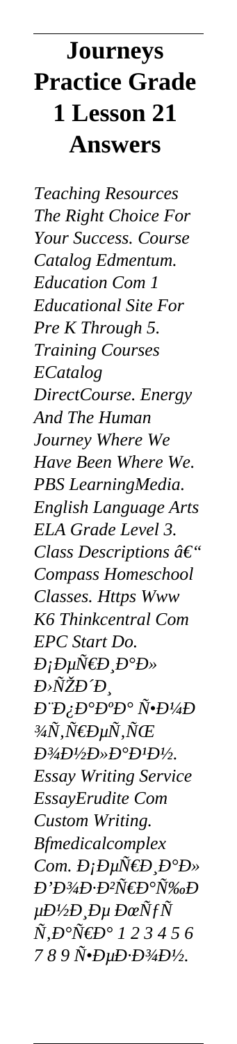# Journeys Practice Grade 1 Lesson 21 Answers

*Teaching Resources The Right Choice For Your Success. Course Catalog Edmentum. Education Com 1 Educational Site For Pre K Through 5. Training Courses ECatalog DirectCourse. Energy And The Human Journey Where We Have Been Where We. PBS LearningMedia. English Language Arts ELA Grade Level 3. Class Descriptions â€" Compass Homeschool Classes. Https Www K6 Thinkcentral Com EPC Start Do. Ð¡ÐµÑ€Ð¸Ð°Ð» Ð›ÑŽÐ´Ð¸ Ð¨Ð¿Ð°ÐºÐ° Ñ•Ð¼Ð¾Ñ‚Ñ€ÐµÑ‚ÑŒ Ð¾Ð½Ð»Ð°Ð¹Ð½. Essay Writing Service EssayErudite Com Custom Writing. Bfmedicalcomplex Com. Ð¡ÐµÑ€Ð¸Ð°Ð» Ð'Ð¾Ð·Ð²Ñ€Ð°Ñ‰ÐµÐ½Ð¸Ðµ ÐœÑƒÑ…Ñ‚Ð°Ñ€Ð° 1 2 3 4 5 6 7 8 9 Ñ•ÐµÐ·Ð¾Ð½.*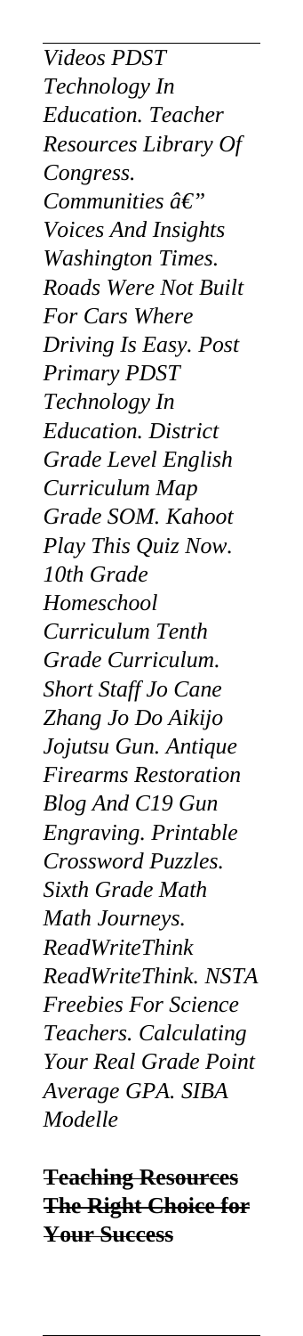*Videos PDST Technology In Education. Teacher Resources Library Of Congress. Communities â€" Voices And Insights Washington Times. Roads Were Not Built For Cars Where Driving Is Easy. Post Primary PDST Technology In Education. District Grade Level English Curriculum Map Grade SOM. Kahoot Play This Quiz Now. 10th Grade Homeschool Curriculum Tenth Grade Curriculum. Short Staff Jo Cane Zhang Jo Do Aikijo Jojutsu Gun. Antique Firearms Restoration Blog And C19 Gun Engraving. Printable Crossword Puzzles. Sixth Grade Math Math Journeys. ReadWriteThink ReadWriteThink. NSTA Freebies For Science Teachers. Calculating Your Real Grade Point Average GPA. SIBA Modelle*

**Teaching Resources The Right Choice for Your Success**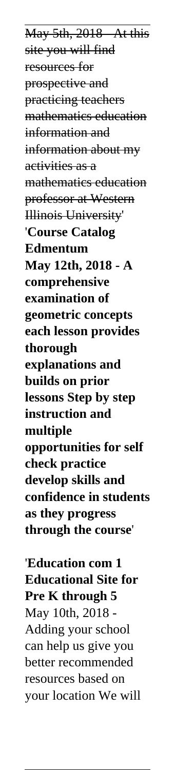May 5th, 2018 - At this site you will find resources for prospective and practicing teachers mathematics education information and information about my activities as a mathematics education professor at Western Illinois University'

'**Course Catalog Edmentum May 12th, 2018 - A comprehensive examination of geometric concepts each lesson provides thorough explanations and builds on prior lessons Step by step instruction and multiple opportunities for self check practice develop skills and confidence in students as they progress through the course**'

'**Education com 1 Educational Site for Pre K through 5**
May 10th, 2018 - Adding your school can help us give you better recommended resources based on your location We will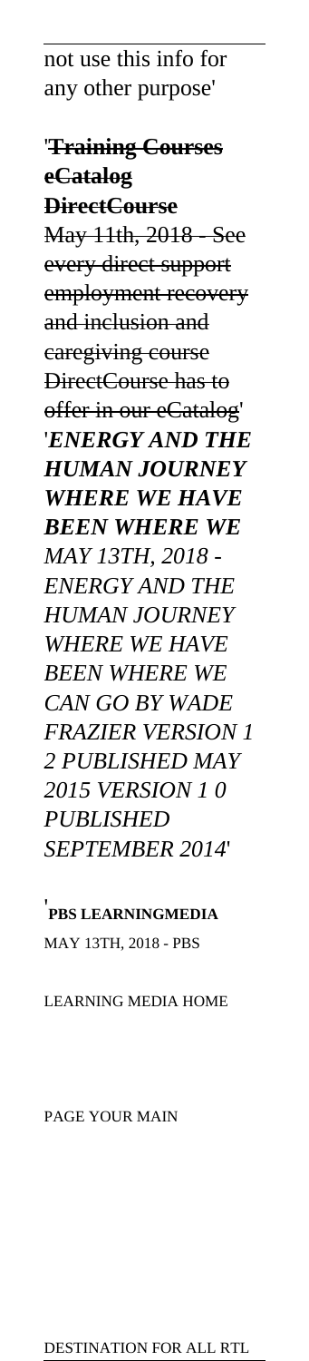not use this info for any other purpose'

'**Training Courses eCatalog DirectCourse**
~~May 11th, 2018 - See every direct support employment recovery and inclusion and caregiving course DirectCourse has to offer in our eCatalog'~~

'***ENERGY AND THE HUMAN JOURNEY WHERE WE HAVE BEEN WHERE WE***
*MAY 13TH, 2018 - ENERGY AND THE HUMAN JOURNEY WHERE WE HAVE BEEN WHERE WE CAN GO BY WADE FRAZIER VERSION 1 2 PUBLISHED MAY 2015 VERSION 1 0 PUBLISHED SEPTEMBER 2014*'

'**PBS LEARNINGMEDIA**
MAY 13TH, 2018 - PBS LEARNING MEDIA HOME PAGE YOUR MAIN DESTINATION FOR ALL RTL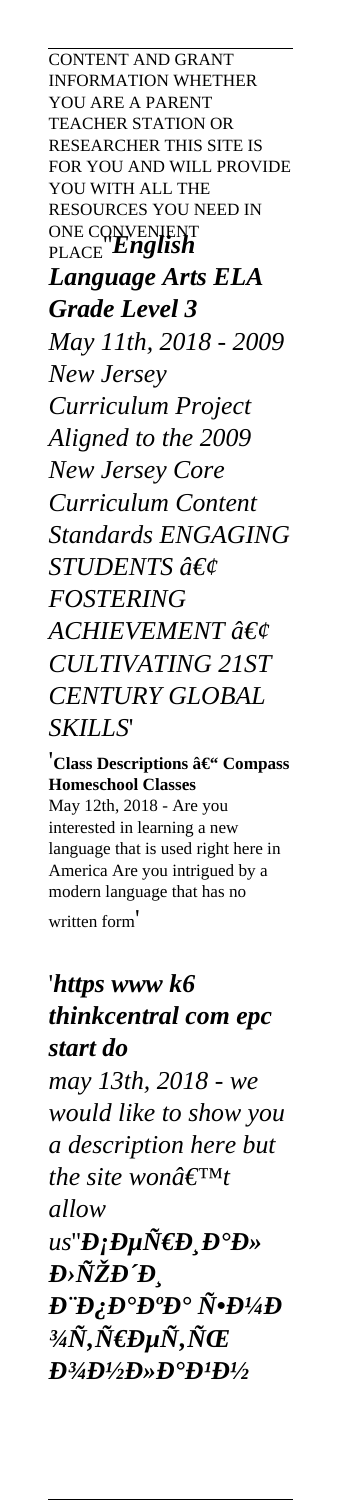CONTENT AND GRANT INFORMATION WHETHER YOU ARE A PARENT TEACHER STATION OR RESEARCHER THIS SITE IS FOR YOU AND WILL PROVIDE YOU WITH ALL THE RESOURCES YOU NEED IN ONE CONVENIENT PLACE''***English Language Arts ELA Grade Level 3***

*May 11th, 2018 - 2009 New Jersey Curriculum Project Aligned to the 2009 New Jersey Core Curriculum Content Standards ENGAGING STUDENTS â€¢ FOSTERING ACHIEVEMENT â€¢ CULTIVATING 21ST CENTURY GLOBAL SKILLS*'

'**Class Descriptions â€“ Compass Homeschool Classes**

May 12th, 2018 - Are you interested in learning a new language that is used right here in America Are you intrigued by a modern language that has no written form'

'***https www k6 thinkcentral com epc start do***

*may 13th, 2018 - we would like to show you a description here but the site wonâ€™t allow us*''***Ð¡ÐµÑ€Ð¸Ð°Ð» Ð›ÑŽÐ´Ð¸ Ð¨Ð¿Ð°ÐºÐ° Ñ•Ð¼Ð¾Ñ‚Ñ€ÐµÑ‚ÑŒ Ð¾Ð½Ð»Ð°Ð¹Ð½***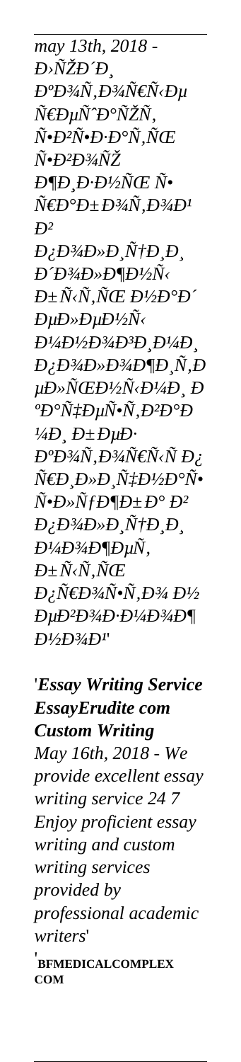*may 13th, 2018 - Đ›ÑŽĐ´Đ¸ ĐºĐ¾Ñ‚Đ¾Ñ€Ñ‹Đµ Ñ€ĐµÑˆĐ°ÑŽÑ‚ Ñ•Đ²Ñ•Đ·Đ°Ñ‚ÑŒ Ñ•Đ²Đ¾ÑŽ Đ¶Đ¸Đ·Đ½ÑŒ Ñ• Ñ€Đ°Đ±Đ¾Ñ‚Đ¾Đ¹ Đ² Đ¿Đ¾Đ»Đ¸Ñ†Đ¸Đ¸ Đ´Đ¾Đ»Đ¶Đ½Ñ‹ Đ±Ñ‹Ñ‚ÑŒ Đ½Đ°Đ´ ĐµĐ»ĐµĐ½Ñ‹ Đ¼Đ½Đ¾Đ³Đ¸Đ¼Đ¸ Đ¿Đ¾Đ»Đ¾Đ¶Đ¸Ñ‚Đ µĐ»ÑŒĐ½Ñ‹Đ¼Đ¸ Đ ºĐ°Ñ‡ĐµÑ•Ñ‚Đ²Đ°Đ ¼Đ¸ Đ±ĐµĐ· ĐºĐ¾Ñ‚Đ¾Ñ€Ñ‹Ñ… Đ¿ Ñ€Đ¸Đ»Đ¸Ñ‡Đ½Đ°Ñ• Ñ•Đ»ÑƒĐ¶Đ±Đ° Đ² Đ¿Đ¾Đ»Đ¸Ñ†Đ¸Đ¸ Đ¼Đ¾Đ¶ĐµÑ‚ Đ±Ñ‹Ñ‚ÑŒ Đ¿Ñ€Đ¾Ñ•Ñ‚Đ¾ Đ½ ĐµĐ²Đ¾Đ·Đ¼Đ¾Đ¶ Đ½Đ¾Đ³*'

'***Essay Writing Service EssayErudite com Custom Writing***
*May 16th, 2018 - We provide excellent essay writing service 24 7 Enjoy proficient essay writing and custom writing services provided by professional academic writers*'

'**BFMEDICALCOMPLEX COM**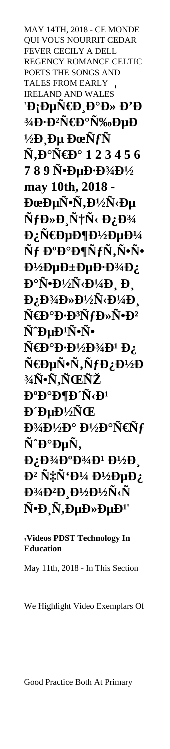MAY 14TH, 2018 - CE MONDE QUI VOUS NOURRIT CEDAR FEVER CECILY A DELL REGENCY ROMANCE CELTIC POETS THE SONGS AND TALES FROM EARLY IRELAND AND WALES

**'Ð¡ÐµÑ€Ð¸Ð°Ð» Ð’Ð¾Ð·Ð²Ñ€Ð°Ñ‰ÐµÐ½Ð¸Ðµ ÐœÑƒÑ…Ñ‚Ð°Ñ€Ð° 1 2 3 4 5 6 7 8 9 Ñ•ÐµÐ·Ð¾Ð½ may 10th, 2018 - ÐœÐµÑ•Ñ‚Ð½Ñ‹Ðµ ÑƒÐ»Ð¸Ñ†Ñ‹ Ð¿Ð¾ Ð¿Ñ€ÐµÐ¶Ð½ÐµÐ¼Ñƒ ÐºÐ°Ð¶ÑƒÑ‚Ñ•Ñ• Ð½ÐµÐ±ÐµÐ·Ð¾Ð¿Ð°Ñ•Ð½Ñ‹Ð¼Ð¸ Ð¸ Ð¿Ð¾Ð»Ð½Ñ‹Ð¼Ð¸ Ñ€Ð°Ð·Ð³ÑƒÐ»Ñ•Ð² ÑˆÐµÐ¹Ñ•Ñ• Ñ€Ð°Ð·Ð½Ð¾Ð¹ Ð¿Ñ€ÐµÑ•Ñ‚ÑƒÐ¿Ð½Ð¾Ñ•Ñ‚ÑŒÑŽ ÐºÐ°Ð¶Ð´Ñ‹Ð¹ Ð´ÐµÐ½ÑŒ Ð¾Ð½Ð° Ð½Ð°Ñ€Ñƒ ÑˆÐ°ÐµÑ‚ Ð¿Ð¾ÐºÐ¾Ð¹ Ð½Ð¸ Ð² Ñ‡Ñ'Ð¼ Ð½ÐµÐ¿Ð¾Ð²Ð¸Ð½Ð½Ñ‹Ñ… Ñ•Ð¸Ñ‚ÐµÐ»ÐµÐ¹'**

'**Videos PDST Technology In Education**

May 11th, 2018 - In This Section

We Highlight Video Exemplars Of

Good Practice Both At Primary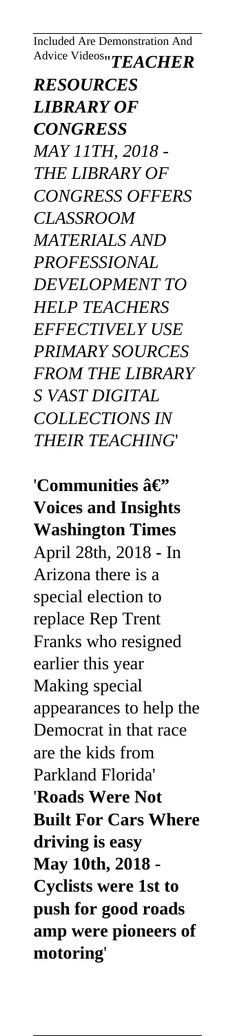Included Are Demonstration And Advice Videos''***TEACHER RESOURCES LIBRARY OF CONGRESS***

*MAY 11TH, 2018 - THE LIBRARY OF CONGRESS OFFERS CLASSROOM MATERIALS AND PROFESSIONAL DEVELOPMENT TO HELP TEACHERS EFFECTIVELY USE PRIMARY SOURCES FROM THE LIBRARY S VAST DIGITAL COLLECTIONS IN THEIR TEACHING*'

'**Communities â€" Voices and Insights Washington Times**

April 28th, 2018 - In Arizona there is a special election to replace Rep Trent Franks who resigned earlier this year Making special appearances to help the Democrat in that race are the kids from Parkland Florida'

'**Roads Were Not Built For Cars Where driving is easy**

**May 10th, 2018 - Cyclists were 1st to push for good roads amp were pioneers of motoring**'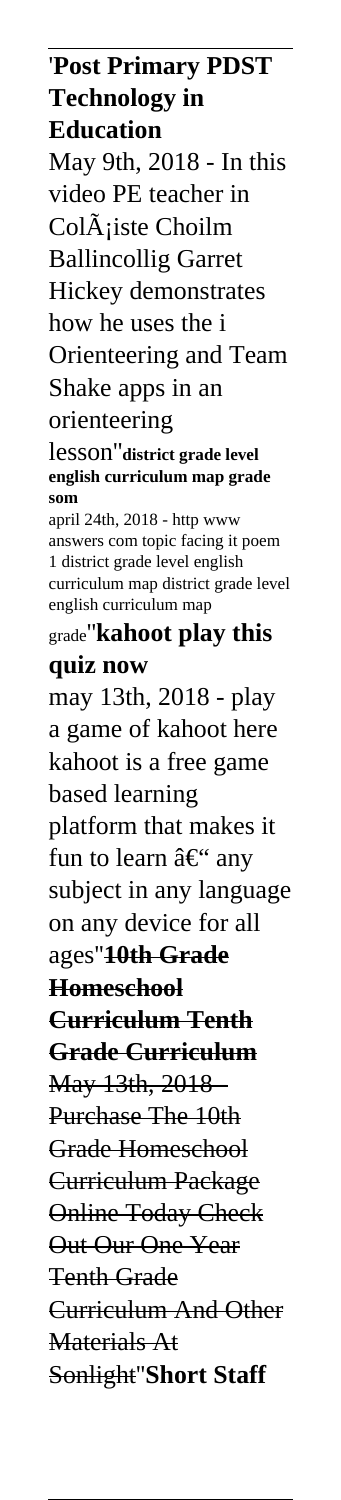'**Post Primary PDST Technology in Education**

May 9th, 2018 - In this video PE teacher in ColÃ¡iste Choilm Ballincollig Garret Hickey demonstrates how he uses the i Orienteering and Team Shake apps in an orienteering lesson''**district grade level english curriculum map grade som**

april 24th, 2018 - http www answers com topic facing it poem 1 district grade level english curriculum map district grade level english curriculum map grade''**kahoot play this quiz now**

may 13th, 2018 - play a game of kahoot here kahoot is a free game based learning platform that makes it fun to learn â€“ any subject in any language on any device for all ages''**10th Grade Homeschool Curriculum Tenth Grade Curriculum**

~~May 13th, 2018 - Purchase The 10th Grade Homeschool Curriculum Package Online Today Check Out Our One Year Tenth Grade Curriculum And Other Materials At Sonlight~~''**Short Staff**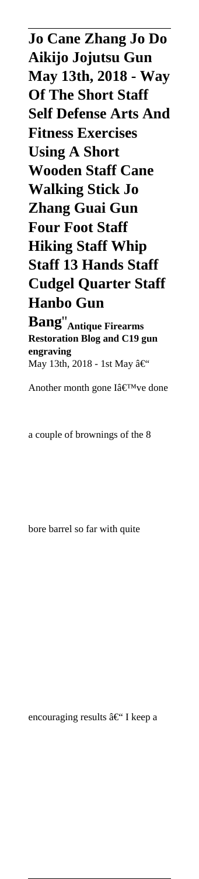**Jo Cane Zhang Jo Do Aikijo Jojutsu Gun May 13th, 2018 - Way Of The Short Staff Self Defense Arts And Fitness Exercises Using A Short Wooden Staff Cane Walking Stick Jo Zhang Guai Gun Four Foot Staff Hiking Staff Whip Staff 13 Hands Staff Cudgel Quarter Staff Hanbo Gun Bang**''**Antique Firearms Restoration Blog and C19 gun engraving**

May 13th, 2018 - 1st May â€"

Another month gone Iâ€™ve done

a couple of brownings of the 8

bore barrel so far with quite

encouraging results â€" I keep a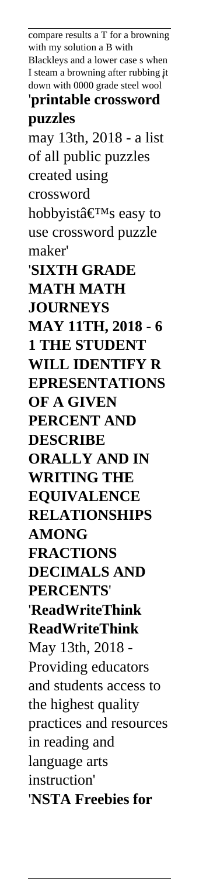compare results a T for a browning with my solution a B with Blackleys and a lower case s when I steam a browning after rubbing it down with 0000 grade steel wool'

'**printable crossword puzzles**

may 13th, 2018 - a list of all public puzzles created using crossword hobbyistâ€™s easy to use crossword puzzle maker'

'**SIXTH GRADE MATH MATH JOURNEYS**

**MAY 11TH, 2018 - 6 1 THE STUDENT WILL IDENTIFY R EPRESENTATIONS OF A GIVEN PERCENT AND DESCRIBE ORALLY AND IN WRITING THE EQUIVALENCE RELATIONSHIPS AMONG FRACTIONS DECIMALS AND PERCENTS**'

'**ReadWriteThink ReadWriteThink**

May 13th, 2018 - Providing educators and students access to the highest quality practices and resources in reading and language arts instruction'

'**NSTA Freebies for**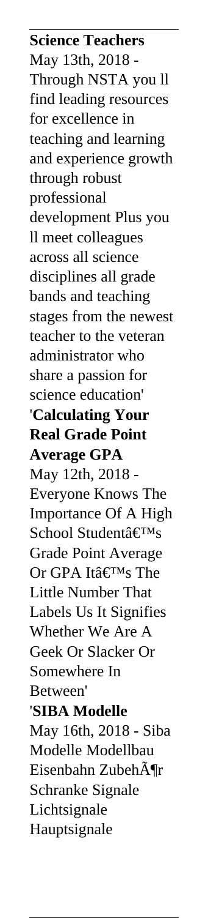**Science Teachers**
May 13th, 2018 - Through NSTA you ll find leading resources for excellence in teaching and learning and experience growth through robust professional development Plus you ll meet colleagues across all science disciplines all grade bands and teaching stages from the newest teacher to the veteran administrator who share a passion for science education'

'**Calculating Your Real Grade Point Average GPA**
May 12th, 2018 - Everyone Knows The Importance Of A High School Studentâ€™s Grade Point Average Or GPA Itâ€™s The Little Number That Labels Us It Signifies Whether We Are A Geek Or Slacker Or Somewhere In Between'

'**SIBA Modelle**
May 16th, 2018 - Siba Modelle Modellbau Eisenbahn ZubehÃ¶r Schranke Signale Lichtsignale Hauptsignale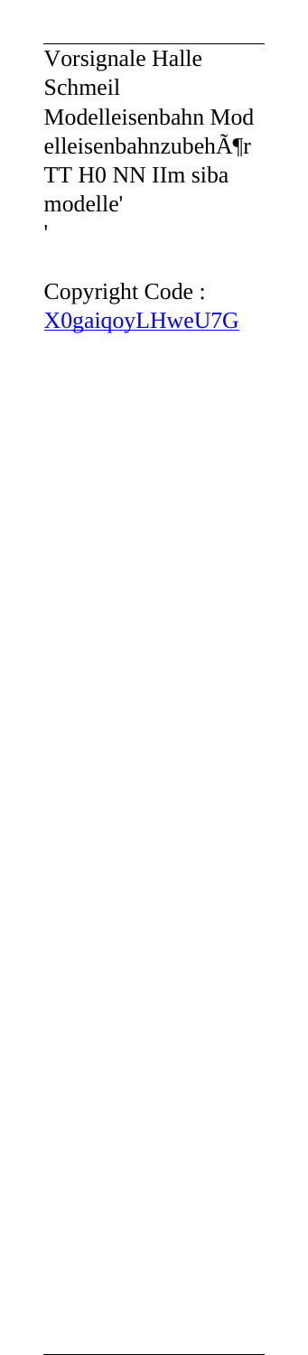Vorsignale Halle Schmeil Modelleisenbahn Modelleisenbahnzubehör TT H0 NN IIm siba modelle'

'

Copyright Code : X0gaiqoyLHweU7G